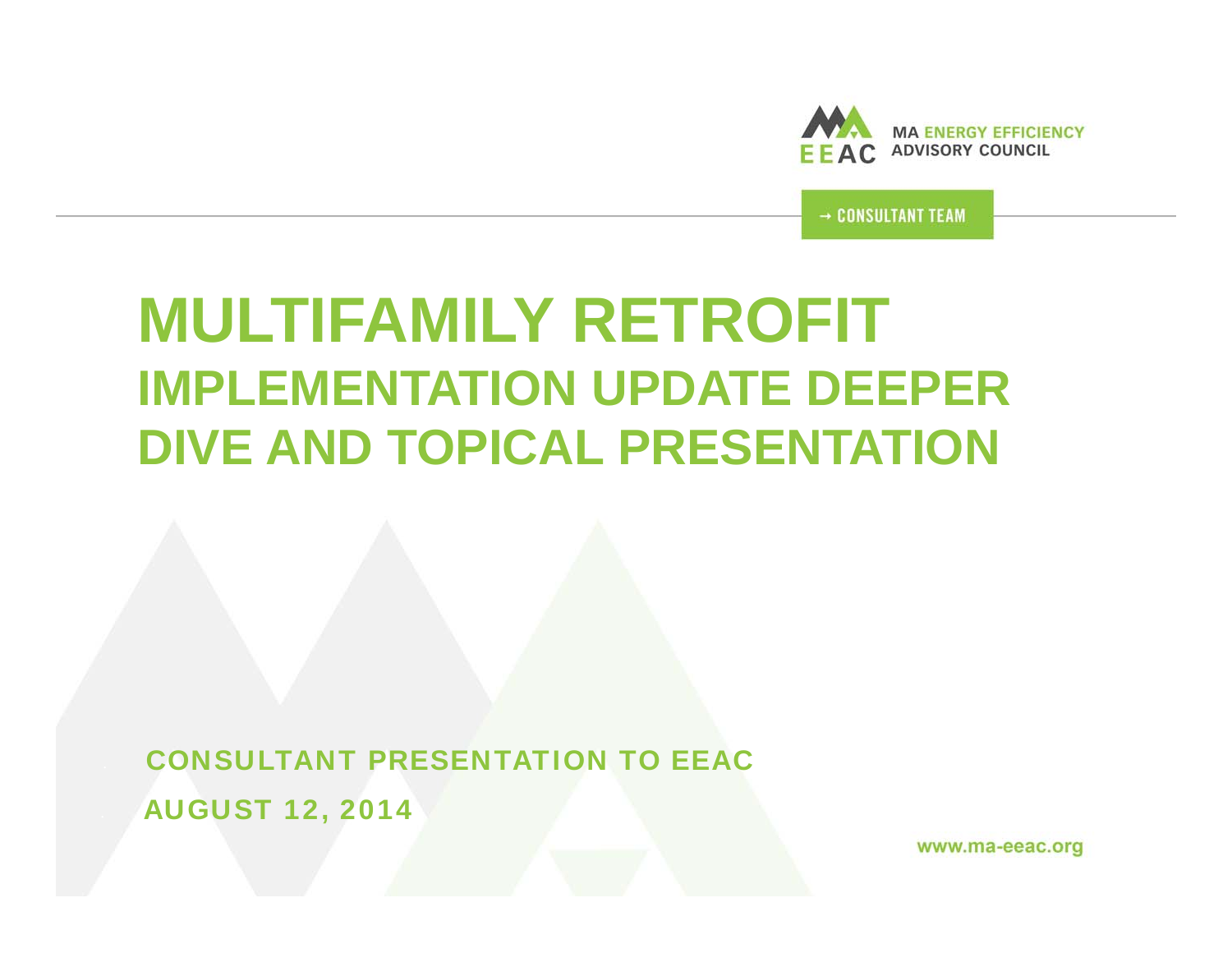MA ENERGY EFFICIENCY ADVISORY COUNCIL

→ CONSULTANT TEAM

# MULTIFAMILY RETROFIT

## IMPLEMENTATION UPDATE DEEPER DIVE AND TOPICAL PRESENTATION

CONSULTANT PRESENTATION TO EEAC

AUGUST 12, 2014

www.ma-eeac.org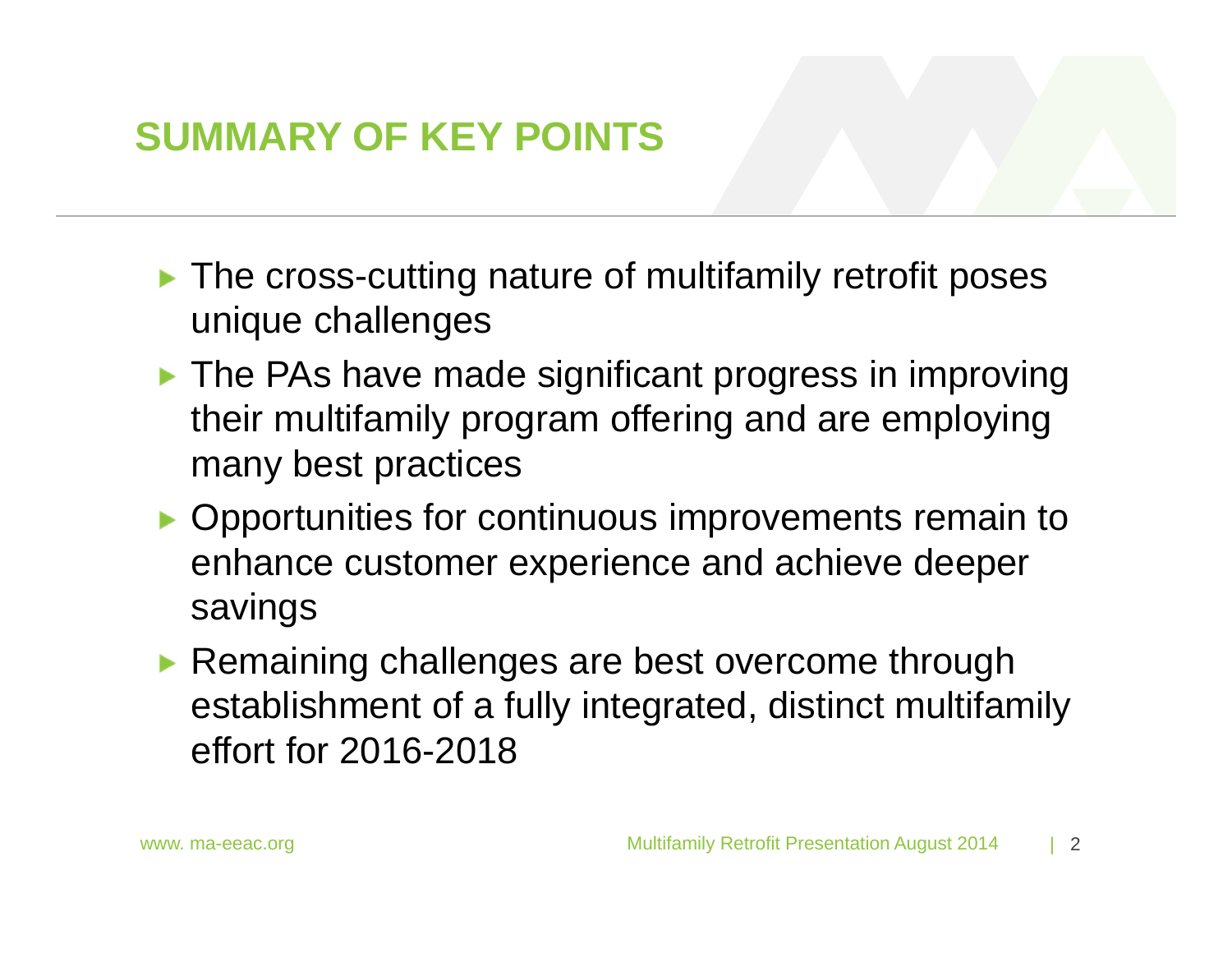# SUMMARY OF KEY POINTS

- The cross-cutting nature of multifamily retrofit poses unique challenges
- The PAs have made significant progress in improving their multifamily program offering and are employing many best practices
- Opportunities for continuous improvements remain to enhance customer experience and achieve deeper savings
- Remaining challenges are best overcome through establishment of a fully integrated, distinct multifamily effort for 2016-2018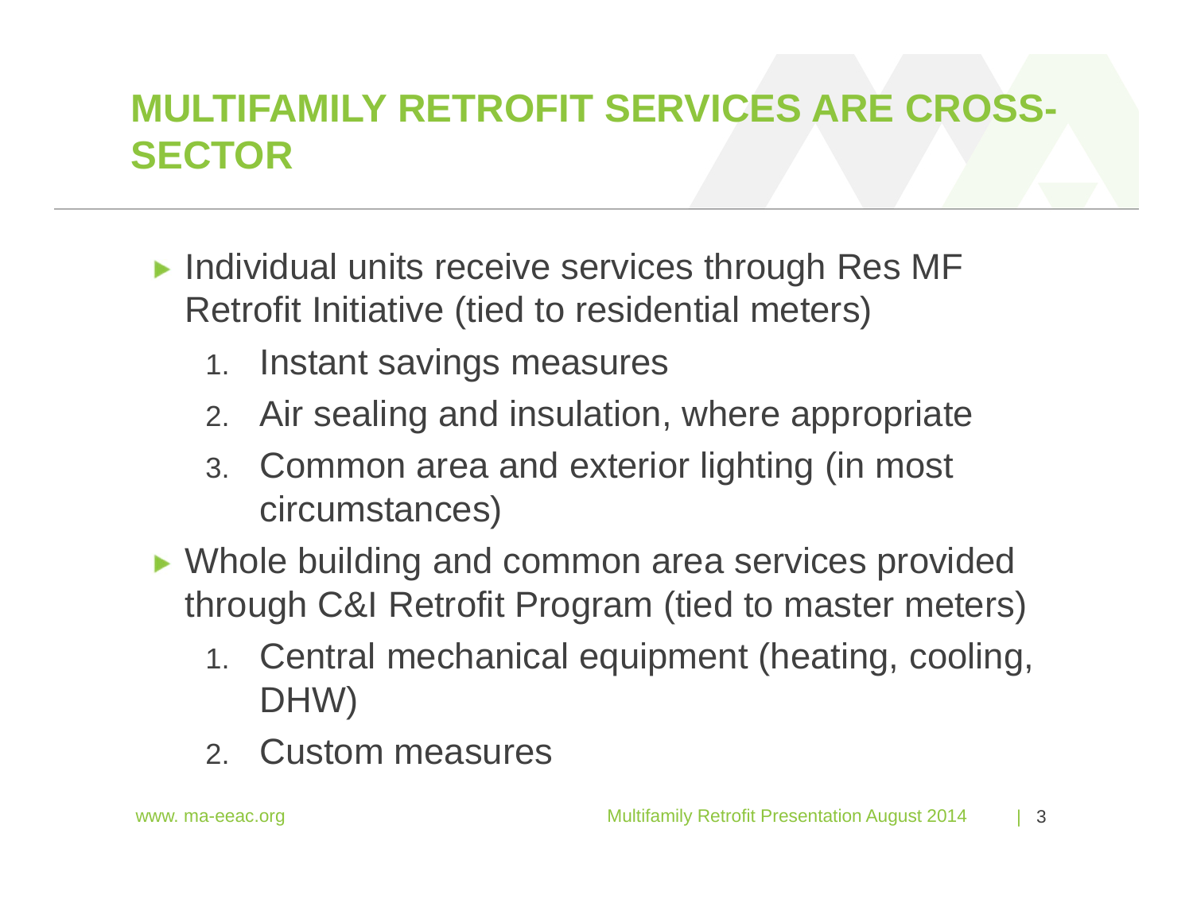# MULTIFAMILY RETROFIT SERVICES ARE CROSS-SECTOR

- Individual units receive services through Res MF Retrofit Initiative (tied to residential meters)
  1. Instant savings measures
  2. Air sealing and insulation, where appropriate
  3. Common area and exterior lighting (in most circumstances)
- Whole building and common area services provided through C&I Retrofit Program (tied to master meters)
  1. Central mechanical equipment (heating, cooling, DHW)
  2. Custom measures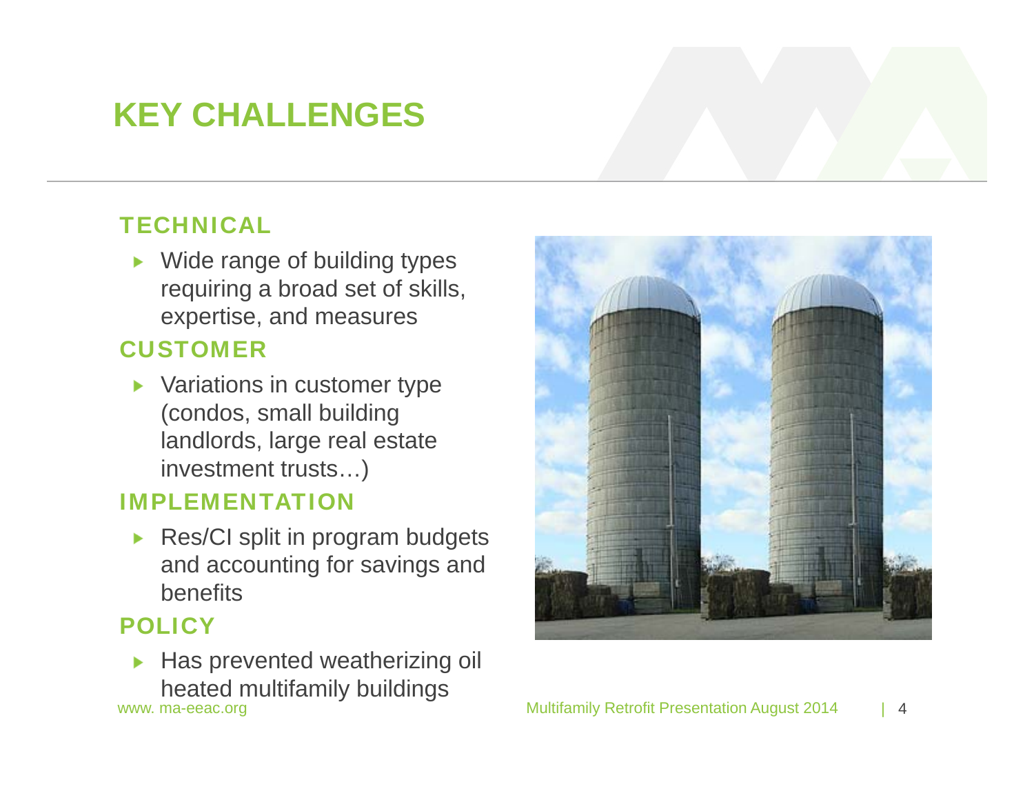# KEY CHALLENGES

## TECHNICAL

- Wide range of building types requiring a broad set of skills, expertise, and measures

## CUSTOMER

- Variations in customer type (condos, small building landlords, large real estate investment trusts…)

## IMPLEMENTATION

- Res/CI split in program budgets and accounting for savings and benefits

## POLICY

- Has prevented weatherizing oil heated multifamily buildings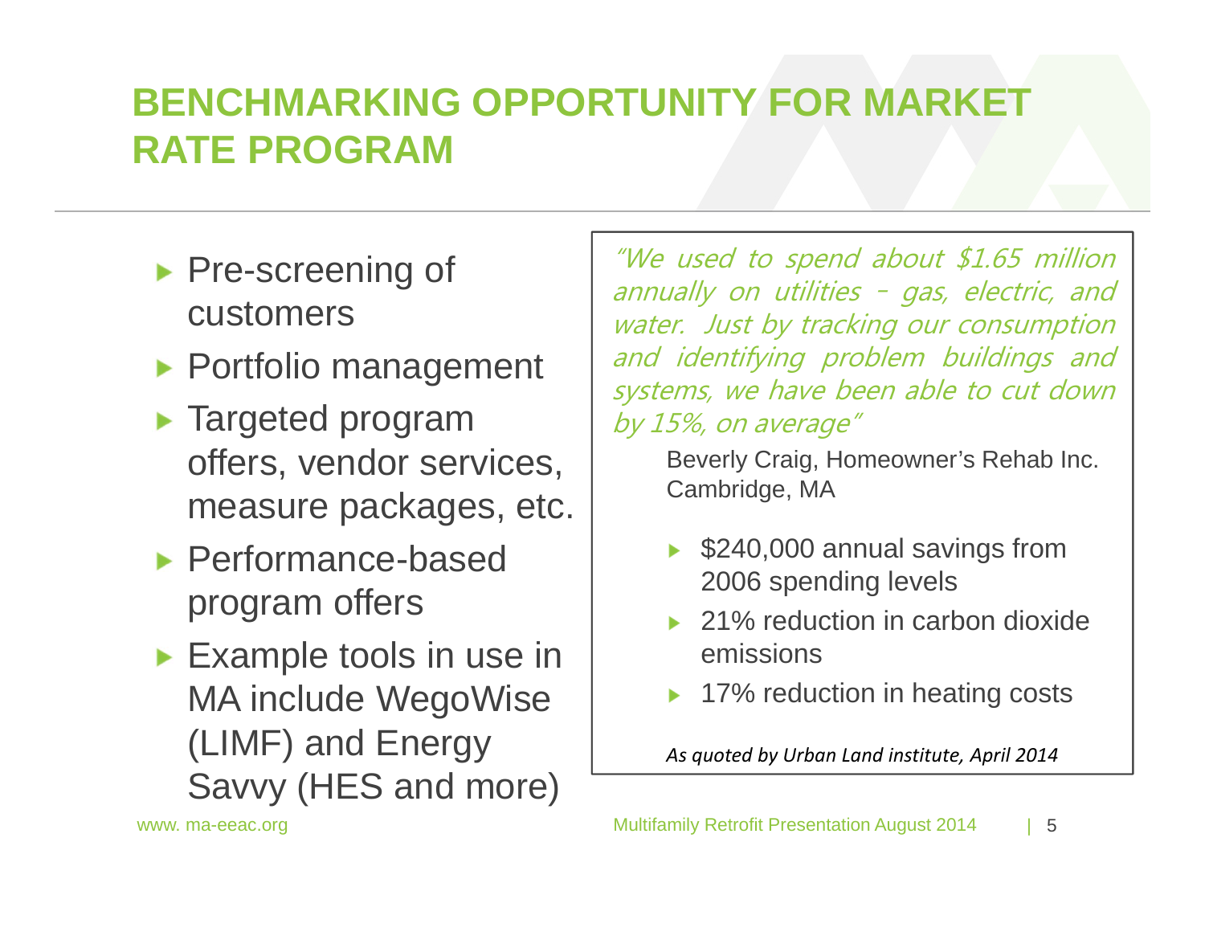# BENCHMARKING OPPORTUNITY FOR MARKET RATE PROGRAM

- Pre-screening of customers
- Portfolio management
- Targeted program offers, vendor services, measure packages, etc.
- Performance-based program offers
- Example tools in use in MA include WegoWise (LIMF) and Energy Savvy (HES and more)

*"We used to spend about $1.65 million annually on utilities – gas, electric, and water. Just by tracking our consumption and identifying problem buildings and systems, we have been able to cut down by 15%, on average"*

Beverly Craig, Homeowner's Rehab Inc. Cambridge, MA

- $240,000 annual savings from 2006 spending levels
- 21% reduction in carbon dioxide emissions
- 17% reduction in heating costs

*As quoted by Urban Land institute, April 2014*

www. ma-eeac.org

Multifamily Retrofit Presentation August 2014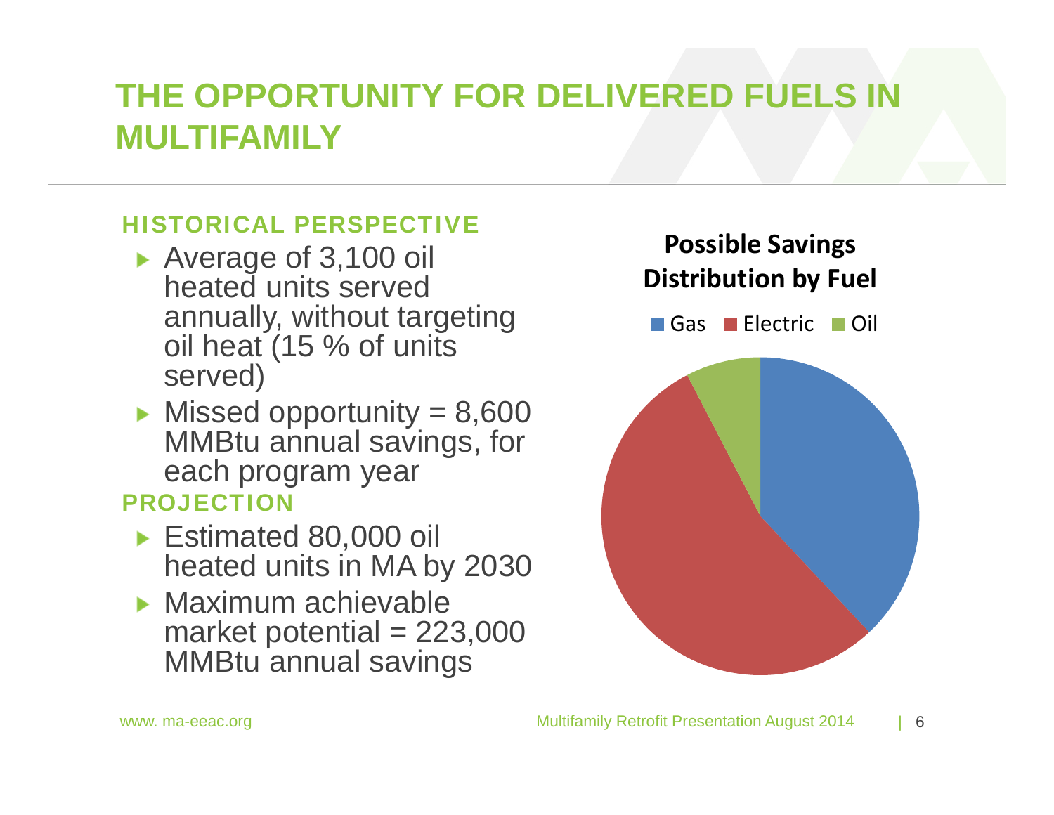# THE OPPORTUNITY FOR DELIVERED FUELS IN MULTIFAMILY

### HISTORICAL PERSPECTIVE

- Average of 3,100 oil heated units served annually, without targeting oil heat (15 % of units served)
- Missed opportunity = 8,600 MMBtu annual savings, for each program year

### PROJECTION

- Estimated 80,000 oil heated units in MA by 2030
- Maximum achievable market potential = 223,000 MMBtu annual savings

**Possible Savings Distribution by Fuel**

Gas   Electric   Oil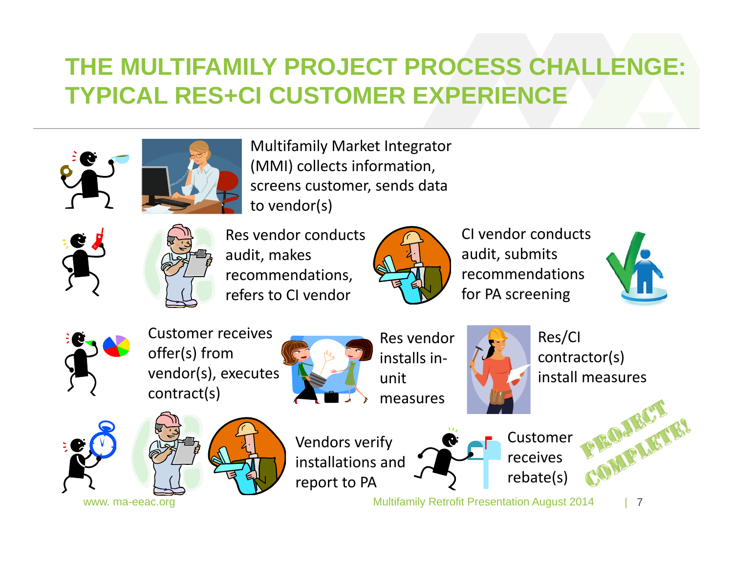# THE MULTIFAMILY PROJECT PROCESS CHALLENGE: TYPICAL RES+CI CUSTOMER EXPERIENCE

Multifamily Market Integrator (MMI) collects information, screens customer, sends data to vendor(s)

Res vendor conducts audit, makes recommendations, refers to CI vendor

CI vendor conducts audit, submits recommendations for PA screening

Customer receives offer(s) from vendor(s), executes contract(s)

Res vendor installs in-unit measures

Res/CI contractor(s) install measures

Vendors verify installations and report to PA

Customer receives rebate(s)

PROJECT COMPLETE!

www. ma-eeac.org

Multifamily Retrofit Presentation August 2014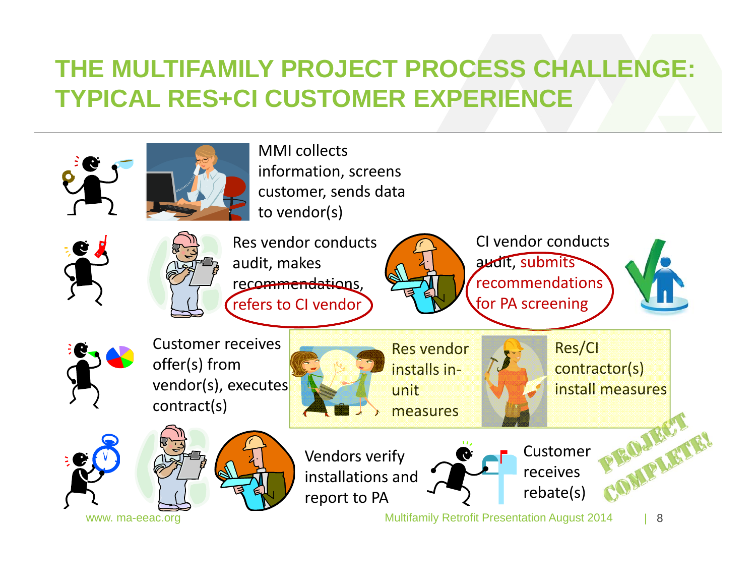# THE MULTIFAMILY PROJECT PROCESS CHALLENGE: TYPICAL RES+CI CUSTOMER EXPERIENCE

MMI collects information, screens customer, sends data to vendor(s)

Res vendor conducts audit, makes recommendations, refers to CI vendor

CI vendor conducts audit, submits recommendations for PA screening

Customer receives offer(s) from vendor(s), executes contract(s)

Res vendor installs in-unit measures

Res/CI contractor(s) install measures

Vendors verify installations and report to PA

Customer receives rebate(s)

PROJECT COMPLETE!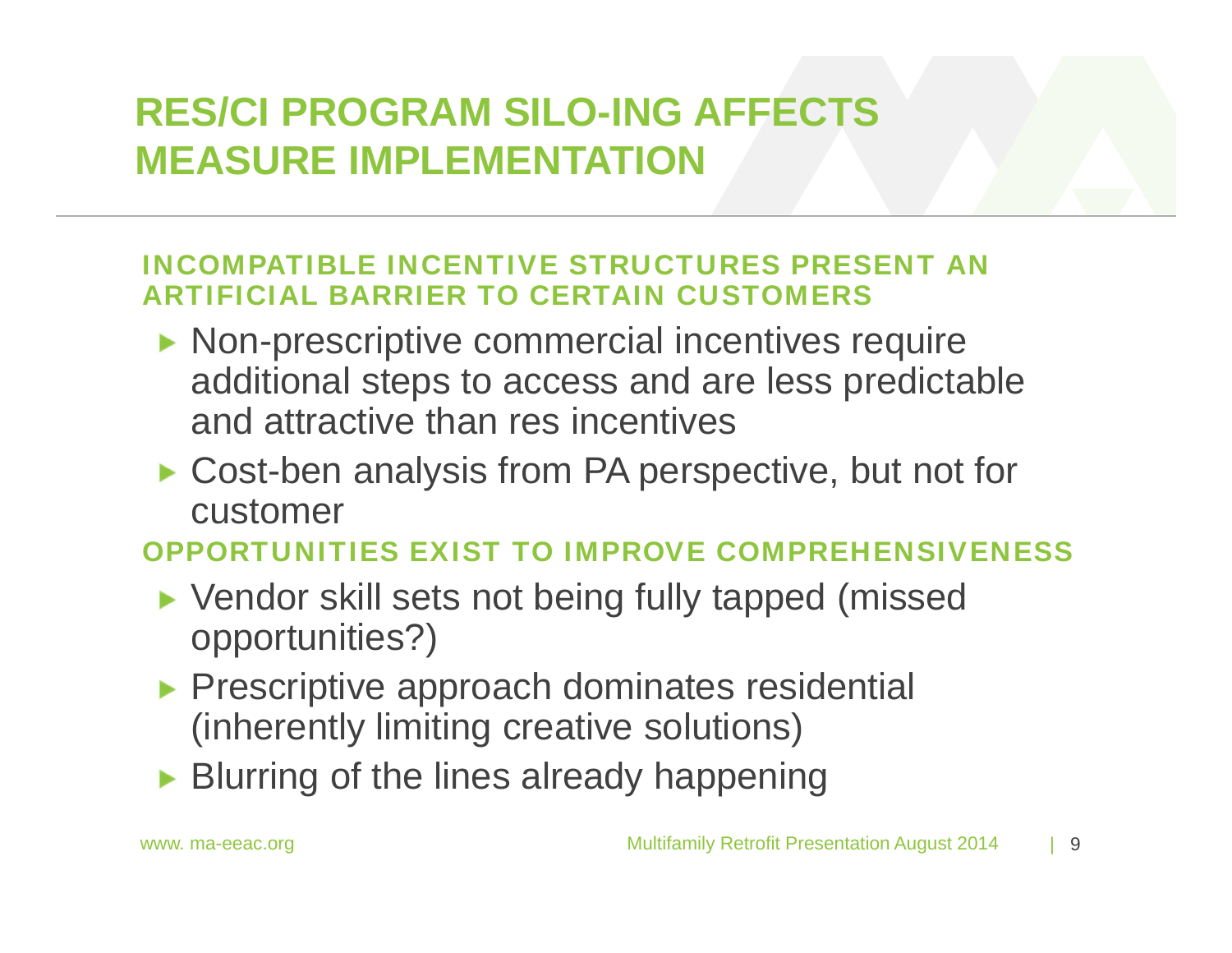# RES/CI PROGRAM SILO-ING AFFECTS MEASURE IMPLEMENTATION

### INCOMPATIBLE INCENTIVE STRUCTURES PRESENT AN ARTIFICIAL BARRIER TO CERTAIN CUSTOMERS

- Non-prescriptive commercial incentives require additional steps to access and are less predictable and attractive than res incentives
- Cost-ben analysis from PA perspective, but not for customer

### OPPORTUNITIES EXIST TO IMPROVE COMPREHENSIVENESS

- Vendor skill sets not being fully tapped (missed opportunities?)
- Prescriptive approach dominates residential (inherently limiting creative solutions)
- Blurring of the lines already happening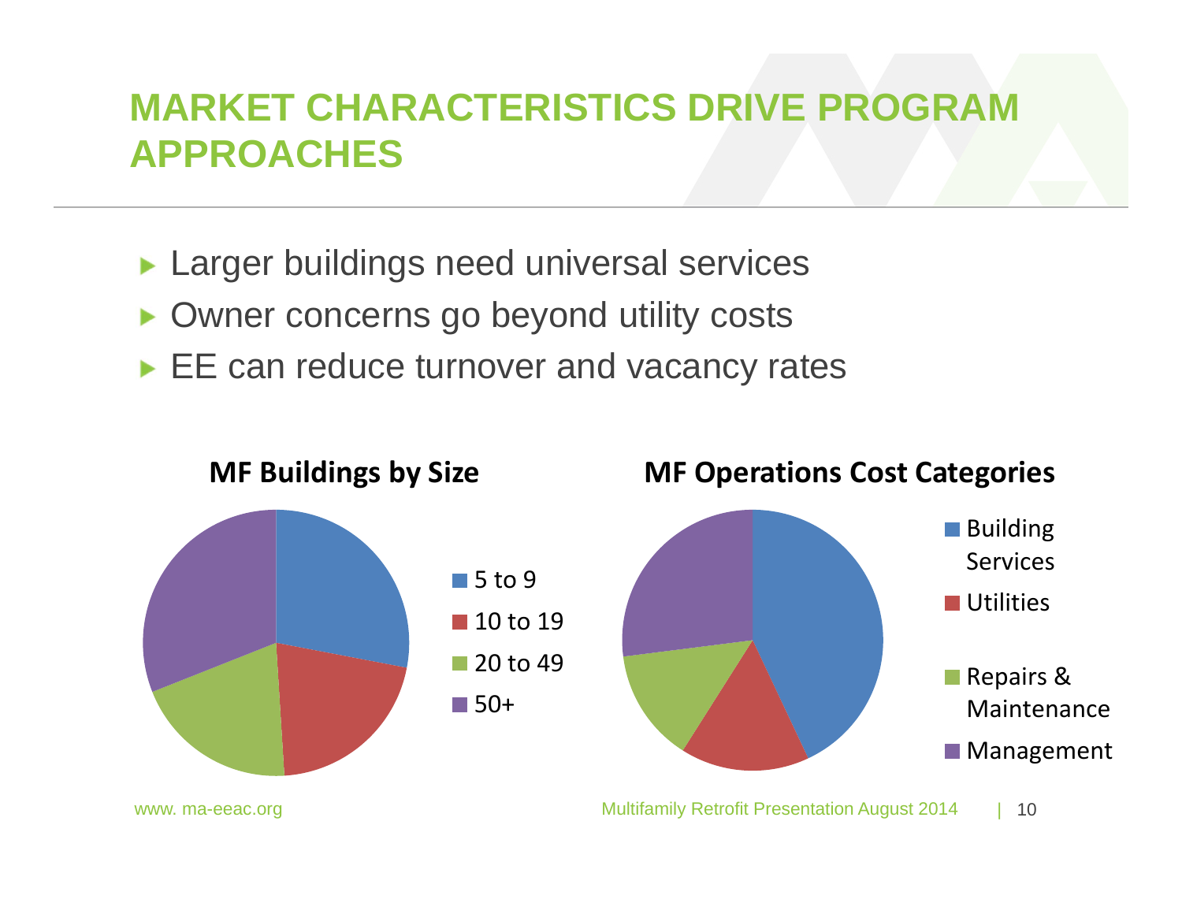# MARKET CHARACTERISTICS DRIVE PROGRAM APPROACHES

- Larger buildings need universal services
- Owner concerns go beyond utility costs
- EE can reduce turnover and vacancy rates

**MF Buildings by Size**

- 5 to 9
- 10 to 19
- 20 to 49
- 50+

**MF Operations Cost Categories**

- Building Services
- Utilities
- Repairs & Maintenance
- Management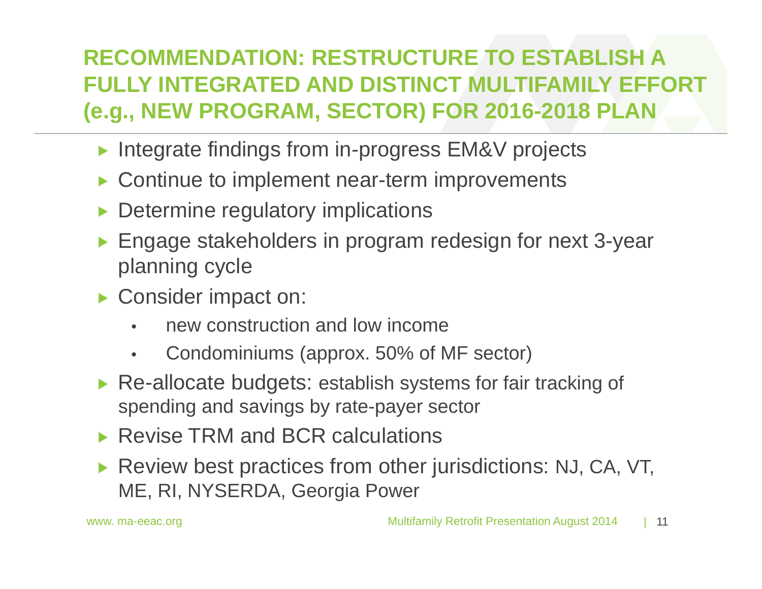# RECOMMENDATION: RESTRUCTURE TO ESTABLISH A FULLY INTEGRATED AND DISTINCT MULTIFAMILY EFFORT (e.g., NEW PROGRAM, SECTOR) FOR 2016-2018 PLAN

- Integrate findings from in-progress EM&V projects
- Continue to implement near-term improvements
- Determine regulatory implications
- Engage stakeholders in program redesign for next 3-year planning cycle
- Consider impact on:
  - new construction and low income
  - Condominiums (approx. 50% of MF sector)
- Re-allocate budgets: establish systems for fair tracking of spending and savings by rate-payer sector
- Revise TRM and BCR calculations
- Review best practices from other jurisdictions: NJ, CA, VT, ME, RI, NYSERDA, Georgia Power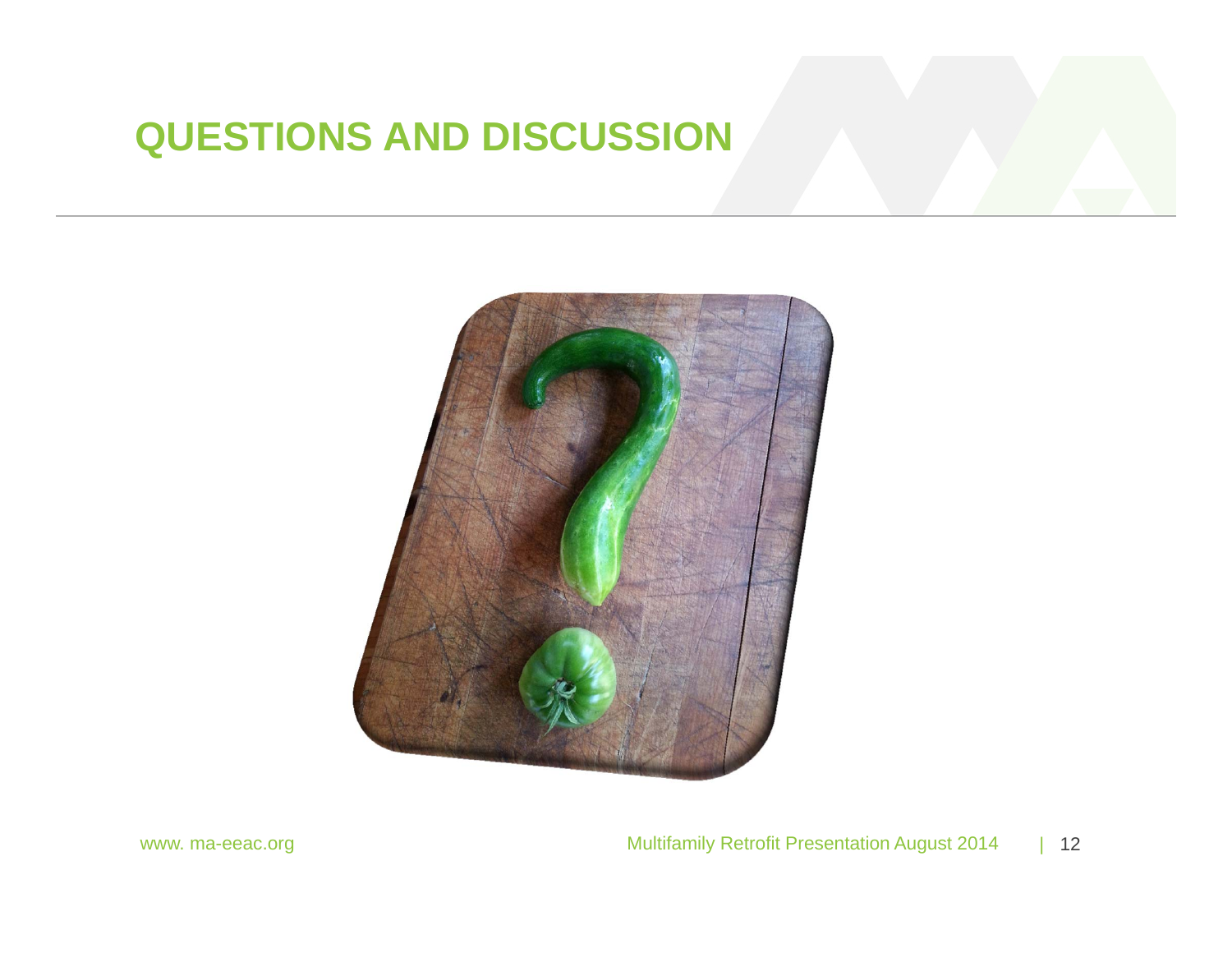# QUESTIONS AND DISCUSSION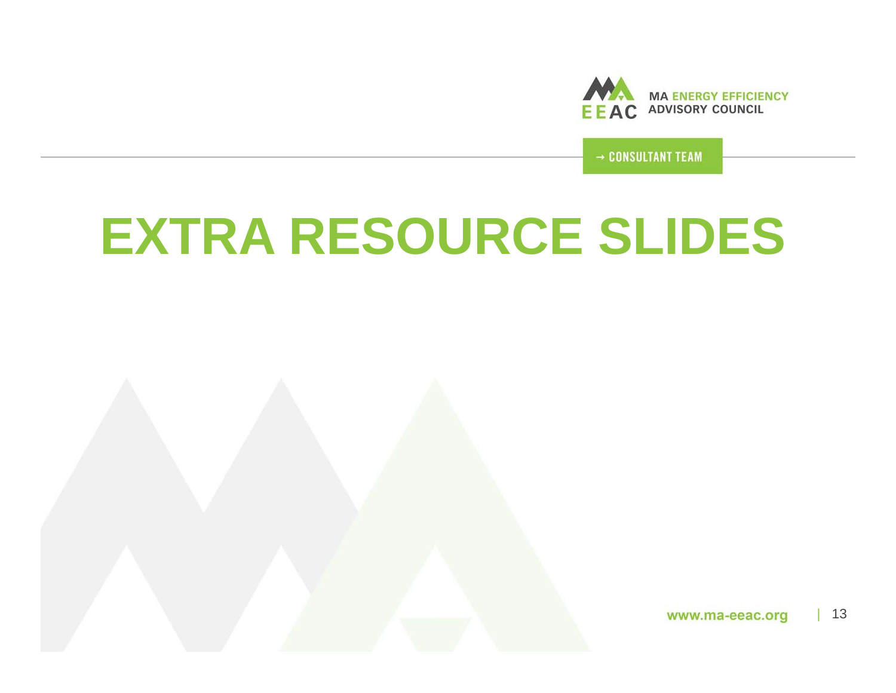MA ENERGY EFFICIENCY ADVISORY COUNCIL

→ CONSULTANT TEAM

# EXTRA RESOURCE SLIDES

www.ma-eeac.org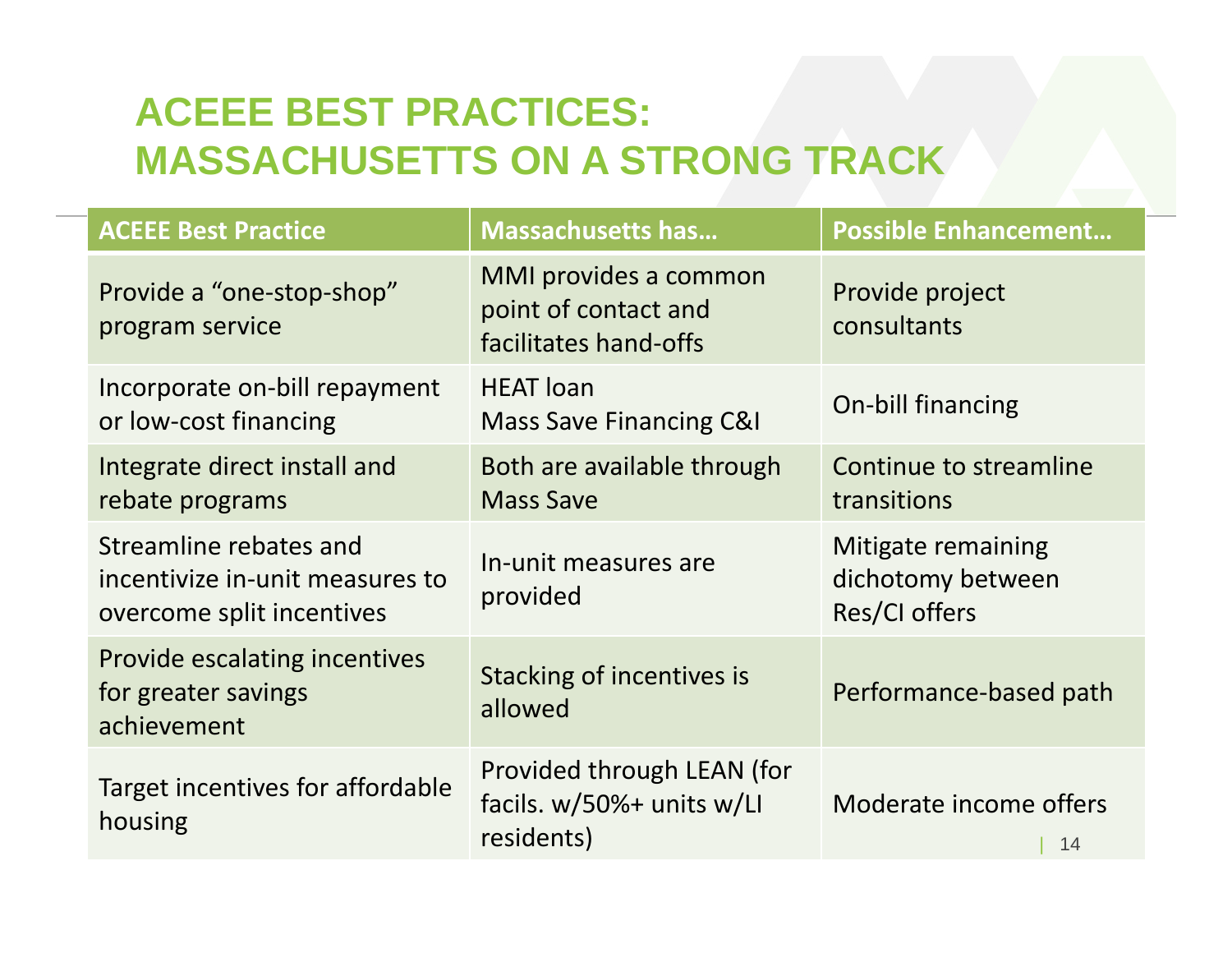# ACEEE BEST PRACTICES: MASSACHUSETTS ON A STRONG TRACK

| ACEEE Best Practice | Massachusetts has… | Possible Enhancement… |
|---|---|---|
| Provide a “one-stop-shop” program service | MMI provides a common point of contact and facilitates hand-offs | Provide project consultants |
| Incorporate on-bill repayment or low-cost financing | HEAT loan<br>Mass Save Financing C&I | On-bill financing |
| Integrate direct install and rebate programs | Both are available through Mass Save | Continue to streamline transitions |
| Streamline rebates and incentivize in-unit measures to overcome split incentives | In-unit measures are provided | Mitigate remaining dichotomy between Res/CI offers |
| Provide escalating incentives for greater savings achievement | Stacking of incentives is allowed | Performance-based path |
| Target incentives for affordable housing | Provided through LEAN (for facils. w/50%+ units w/LI residents) | Moderate income offers |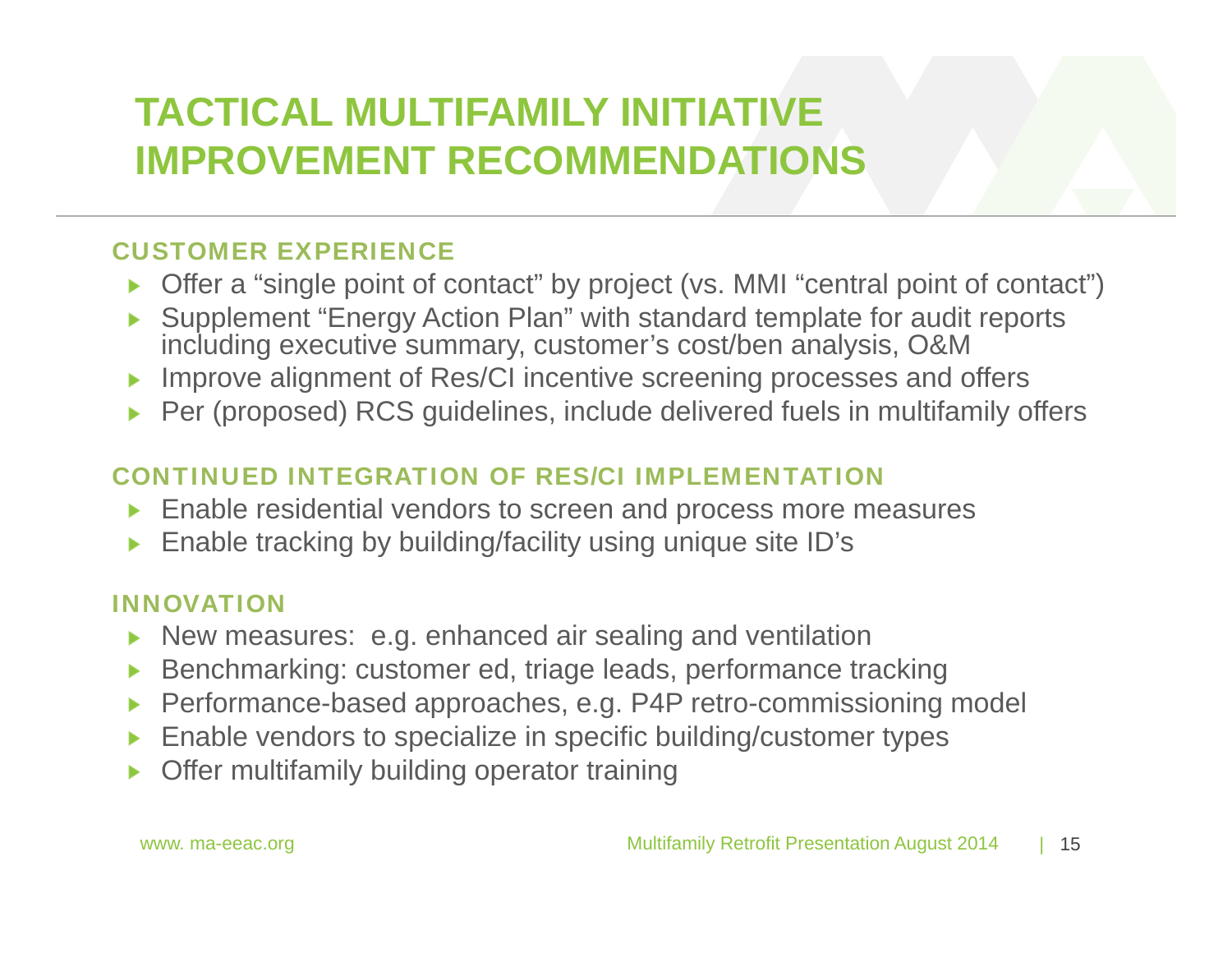# TACTICAL MULTIFAMILY INITIATIVE IMPROVEMENT RECOMMENDATIONS

### CUSTOMER EXPERIENCE

- Offer a "single point of contact" by project (vs. MMI "central point of contact")
- Supplement "Energy Action Plan" with standard template for audit reports including executive summary, customer's cost/ben analysis, O&M
- Improve alignment of Res/CI incentive screening processes and offers
- Per (proposed) RCS guidelines, include delivered fuels in multifamily offers

### CONTINUED INTEGRATION OF RES/CI IMPLEMENTATION

- Enable residential vendors to screen and process more measures
- Enable tracking by building/facility using unique site ID's

### INNOVATION

- New measures: e.g. enhanced air sealing and ventilation
- Benchmarking: customer ed, triage leads, performance tracking
- Performance-based approaches, e.g. P4P retro-commissioning model
- Enable vendors to specialize in specific building/customer types
- Offer multifamily building operator training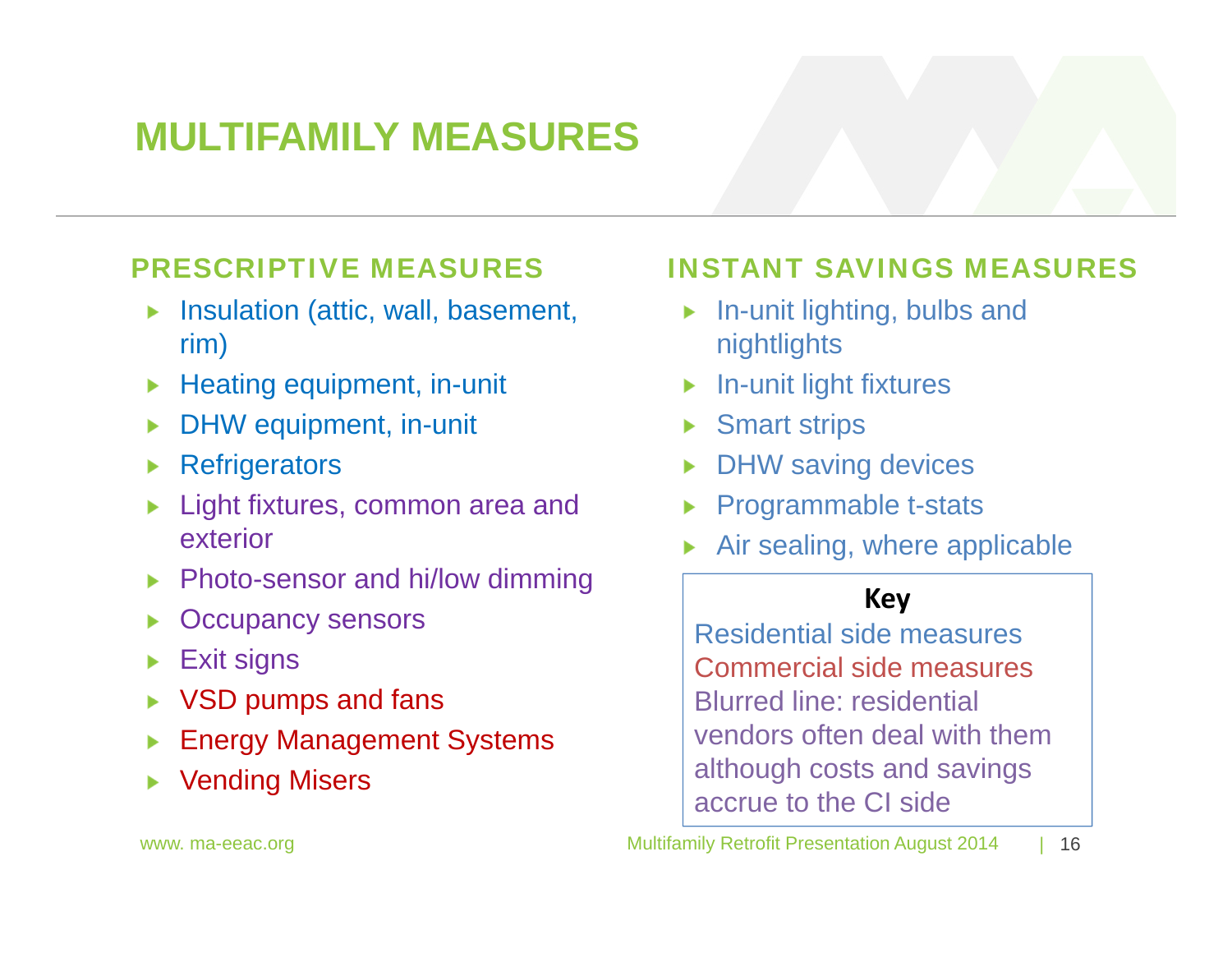# MULTIFAMILY MEASURES

## PRESCRIPTIVE MEASURES

- Insulation (attic, wall, basement, rim)
- Heating equipment, in-unit
- DHW equipment, in-unit
- Refrigerators
- Light fixtures, common area and exterior
- Photo-sensor and hi/low dimming
- Occupancy sensors
- Exit signs
- VSD pumps and fans
- Energy Management Systems
- Vending Misers

## INSTANT SAVINGS MEASURES

- In-unit lighting, bulbs and nightlights
- In-unit light fixtures
- Smart strips
- DHW saving devices
- Programmable t-stats
- Air sealing, where applicable

**Key**

Residential side measures
Commercial side measures
Blurred line: residential vendors often deal with them although costs and savings accrue to the CI side

www. ma-eeac.org

Multifamily Retrofit Presentation August 2014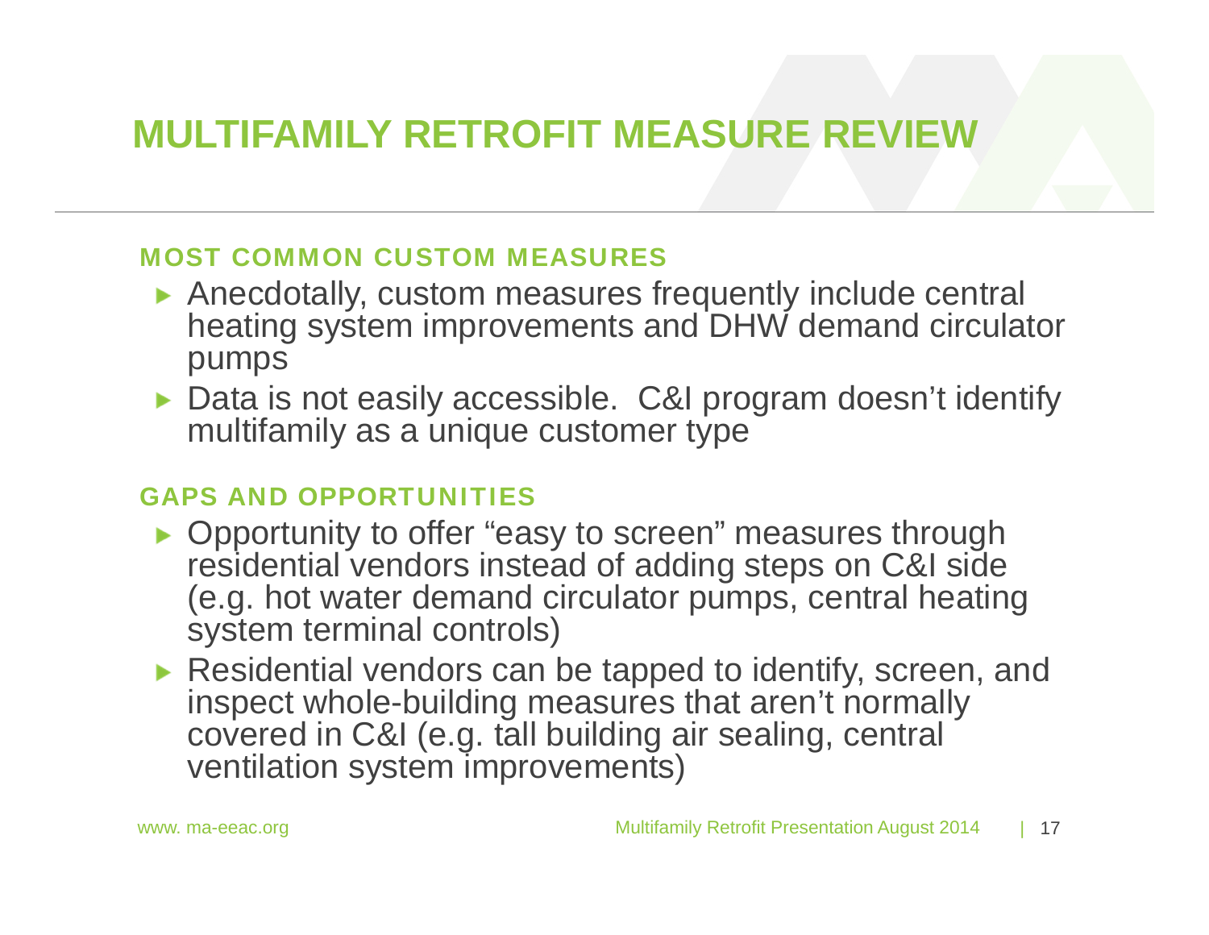# MULTIFAMILY RETROFIT MEASURE REVIEW

## MOST COMMON CUSTOM MEASURES

- Anecdotally, custom measures frequently include central heating system improvements and DHW demand circulator pumps
- Data is not easily accessible. C&I program doesn't identify multifamily as a unique customer type

## GAPS AND OPPORTUNITIES

- Opportunity to offer "easy to screen" measures through residential vendors instead of adding steps on C&I side (e.g. hot water demand circulator pumps, central heating system terminal controls)
- Residential vendors can be tapped to identify, screen, and inspect whole-building measures that aren't normally covered in C&I (e.g. tall building air sealing, central ventilation system improvements)